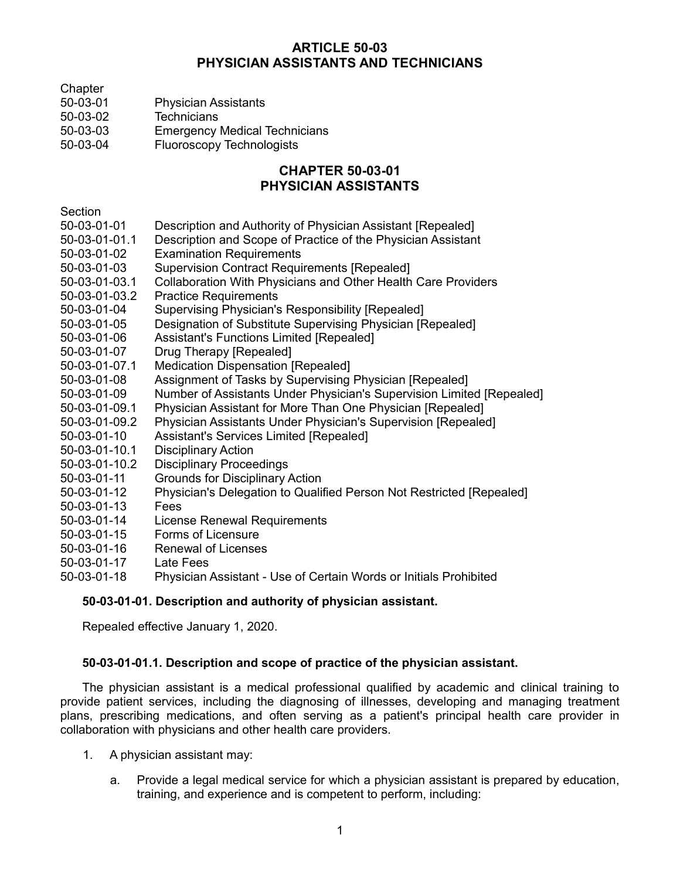# ARTICLE 50-03
# PHYSICIAN ASSISTANTS AND TECHNICIANS

| Chapter | |
|---|---|
| 50-03-01 | Physician Assistants |
| 50-03-02 | Technicians |
| 50-03-03 | Emergency Medical Technicians |
| 50-03-04 | Fluoroscopy Technologists |

## CHAPTER 50-03-01
## PHYSICIAN ASSISTANTS

| Section | |
|---|---|
| 50-03-01-01 | Description and Authority of Physician Assistant [Repealed] |
| 50-03-01-01.1 | Description and Scope of Practice of the Physician Assistant |
| 50-03-01-02 | Examination Requirements |
| 50-03-01-03 | Supervision Contract Requirements [Repealed] |
| 50-03-01-03.1 | Collaboration With Physicians and Other Health Care Providers |
| 50-03-01-03.2 | Practice Requirements |
| 50-03-01-04 | Supervising Physician's Responsibility [Repealed] |
| 50-03-01-05 | Designation of Substitute Supervising Physician [Repealed] |
| 50-03-01-06 | Assistant's Functions Limited [Repealed] |
| 50-03-01-07 | Drug Therapy [Repealed] |
| 50-03-01-07.1 | Medication Dispensation [Repealed] |
| 50-03-01-08 | Assignment of Tasks by Supervising Physician [Repealed] |
| 50-03-01-09 | Number of Assistants Under Physician's Supervision Limited [Repealed] |
| 50-03-01-09.1 | Physician Assistant for More Than One Physician [Repealed] |
| 50-03-01-09.2 | Physician Assistants Under Physician's Supervision [Repealed] |
| 50-03-01-10 | Assistant's Services Limited [Repealed] |
| 50-03-01-10.1 | Disciplinary Action |
| 50-03-01-10.2 | Disciplinary Proceedings |
| 50-03-01-11 | Grounds for Disciplinary Action |
| 50-03-01-12 | Physician's Delegation to Qualified Person Not Restricted [Repealed] |
| 50-03-01-13 | Fees |
| 50-03-01-14 | License Renewal Requirements |
| 50-03-01-15 | Forms of Licensure |
| 50-03-01-16 | Renewal of Licenses |
| 50-03-01-17 | Late Fees |
| 50-03-01-18 | Physician Assistant - Use of Certain Words or Initials Prohibited |

### 50-03-01-01. Description and authority of physician assistant.

Repealed effective January 1, 2020.

### 50-03-01-01.1. Description and scope of practice of the physician assistant.

The physician assistant is a medical professional qualified by academic and clinical training to provide patient services, including the diagnosing of illnesses, developing and managing treatment plans, prescribing medications, and often serving as a patient's principal health care provider in collaboration with physicians and other health care providers.

1. A physician assistant may:

   a. Provide a legal medical service for which a physician assistant is prepared by education, training, and experience and is competent to perform, including: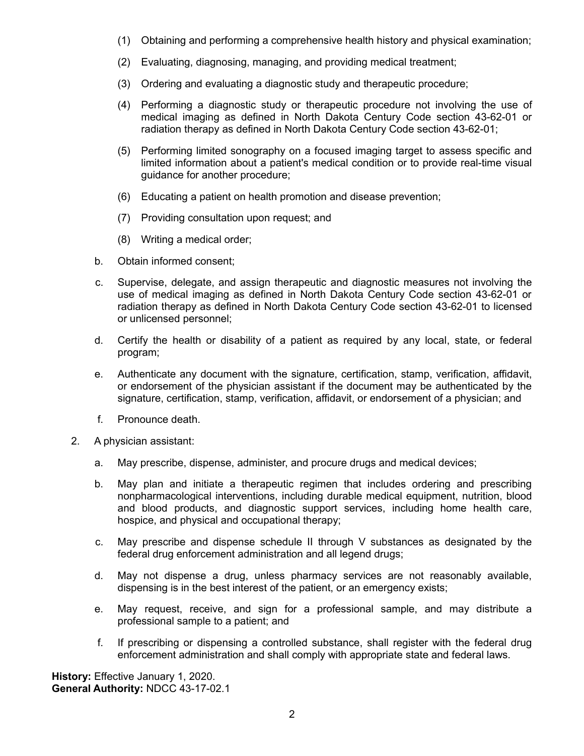(1) Obtaining and performing a comprehensive health history and physical examination;

(2) Evaluating, diagnosing, managing, and providing medical treatment;

(3) Ordering and evaluating a diagnostic study and therapeutic procedure;

(4) Performing a diagnostic study or therapeutic procedure not involving the use of medical imaging as defined in North Dakota Century Code section 43-62-01 or radiation therapy as defined in North Dakota Century Code section 43-62-01;

(5) Performing limited sonography on a focused imaging target to assess specific and limited information about a patient's medical condition or to provide real-time visual guidance for another procedure;

(6) Educating a patient on health promotion and disease prevention;

(7) Providing consultation upon request; and

(8) Writing a medical order;

b. Obtain informed consent;

c. Supervise, delegate, and assign therapeutic and diagnostic measures not involving the use of medical imaging as defined in North Dakota Century Code section 43-62-01 or radiation therapy as defined in North Dakota Century Code section 43-62-01 to licensed or unlicensed personnel;

d. Certify the health or disability of a patient as required by any local, state, or federal program;

e. Authenticate any document with the signature, certification, stamp, verification, affidavit, or endorsement of the physician assistant if the document may be authenticated by the signature, certification, stamp, verification, affidavit, or endorsement of a physician; and

f. Pronounce death.

2. A physician assistant:

a. May prescribe, dispense, administer, and procure drugs and medical devices;

b. May plan and initiate a therapeutic regimen that includes ordering and prescribing nonpharmacological interventions, including durable medical equipment, nutrition, blood and blood products, and diagnostic support services, including home health care, hospice, and physical and occupational therapy;

c. May prescribe and dispense schedule II through V substances as designated by the federal drug enforcement administration and all legend drugs;

d. May not dispense a drug, unless pharmacy services are not reasonably available, dispensing is in the best interest of the patient, or an emergency exists;

e. May request, receive, and sign for a professional sample, and may distribute a professional sample to a patient; and

f. If prescribing or dispensing a controlled substance, shall register with the federal drug enforcement administration and shall comply with appropriate state and federal laws.

**History:** Effective January 1, 2020.
**General Authority:** NDCC 43-17-02.1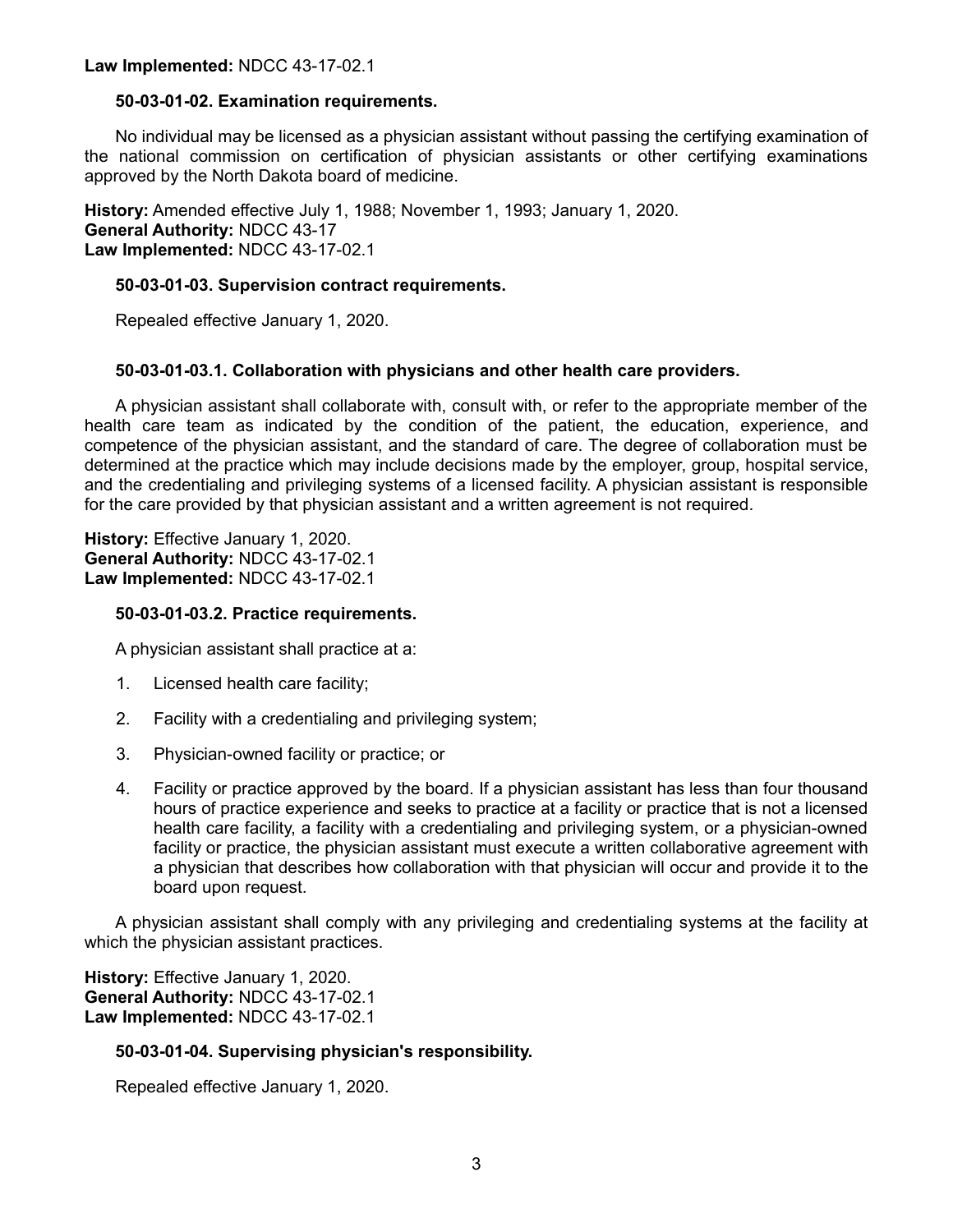**Law Implemented:** NDCC 43-17-02.1

**50-03-01-02. Examination requirements.**

No individual may be licensed as a physician assistant without passing the certifying examination of the national commission on certification of physician assistants or other certifying examinations approved by the North Dakota board of medicine.

**History:** Amended effective July 1, 1988; November 1, 1993; January 1, 2020.
**General Authority:** NDCC 43-17
**Law Implemented:** NDCC 43-17-02.1

**50-03-01-03. Supervision contract requirements.**

Repealed effective January 1, 2020.

**50-03-01-03.1. Collaboration with physicians and other health care providers.**

A physician assistant shall collaborate with, consult with, or refer to the appropriate member of the health care team as indicated by the condition of the patient, the education, experience, and competence of the physician assistant, and the standard of care. The degree of collaboration must be determined at the practice which may include decisions made by the employer, group, hospital service, and the credentialing and privileging systems of a licensed facility. A physician assistant is responsible for the care provided by that physician assistant and a written agreement is not required.

**History:** Effective January 1, 2020.
**General Authority:** NDCC 43-17-02.1
**Law Implemented:** NDCC 43-17-02.1

**50-03-01-03.2. Practice requirements.**

A physician assistant shall practice at a:

1. Licensed health care facility;
2. Facility with a credentialing and privileging system;
3. Physician-owned facility or practice; or
4. Facility or practice approved by the board. If a physician assistant has less than four thousand hours of practice experience and seeks to practice at a facility or practice that is not a licensed health care facility, a facility with a credentialing and privileging system, or a physician-owned facility or practice, the physician assistant must execute a written collaborative agreement with a physician that describes how collaboration with that physician will occur and provide it to the board upon request.

A physician assistant shall comply with any privileging and credentialing systems at the facility at which the physician assistant practices.

**History:** Effective January 1, 2020.
**General Authority:** NDCC 43-17-02.1
**Law Implemented:** NDCC 43-17-02.1

**50-03-01-04. Supervising physician's responsibility.**

Repealed effective January 1, 2020.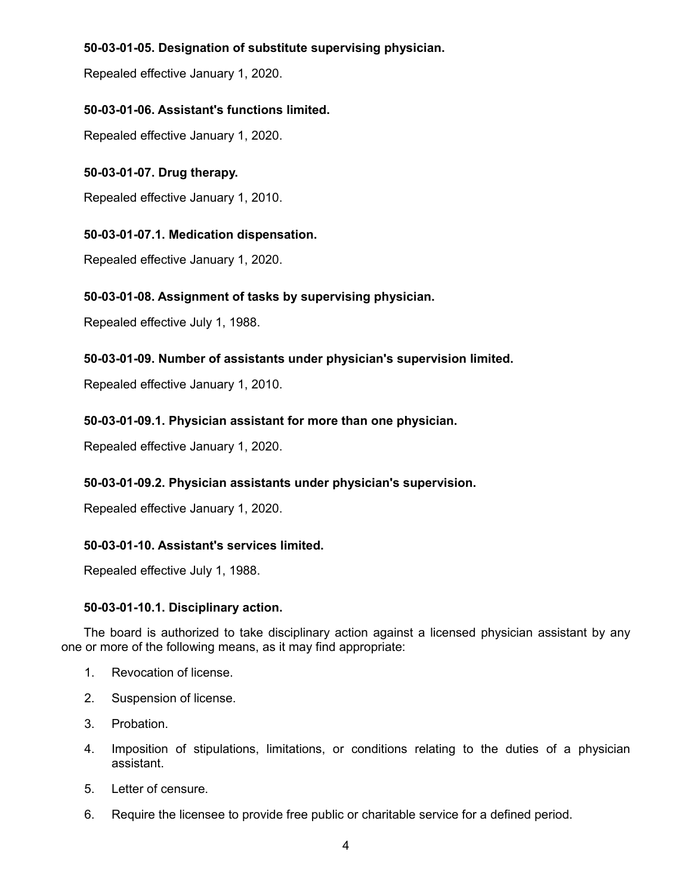**50-03-01-05. Designation of substitute supervising physician.**

Repealed effective January 1, 2020.

**50-03-01-06. Assistant's functions limited.**

Repealed effective January 1, 2020.

**50-03-01-07. Drug therapy.**

Repealed effective January 1, 2010.

**50-03-01-07.1. Medication dispensation.**

Repealed effective January 1, 2020.

**50-03-01-08. Assignment of tasks by supervising physician.**

Repealed effective July 1, 1988.

**50-03-01-09. Number of assistants under physician's supervision limited.**

Repealed effective January 1, 2010.

**50-03-01-09.1. Physician assistant for more than one physician.**

Repealed effective January 1, 2020.

**50-03-01-09.2. Physician assistants under physician's supervision.**

Repealed effective January 1, 2020.

**50-03-01-10. Assistant's services limited.**

Repealed effective July 1, 1988.

**50-03-01-10.1. Disciplinary action.**

The board is authorized to take disciplinary action against a licensed physician assistant by any one or more of the following means, as it may find appropriate:

1. Revocation of license.
2. Suspension of license.
3. Probation.
4. Imposition of stipulations, limitations, or conditions relating to the duties of a physician assistant.
5. Letter of censure.
6. Require the licensee to provide free public or charitable service for a defined period.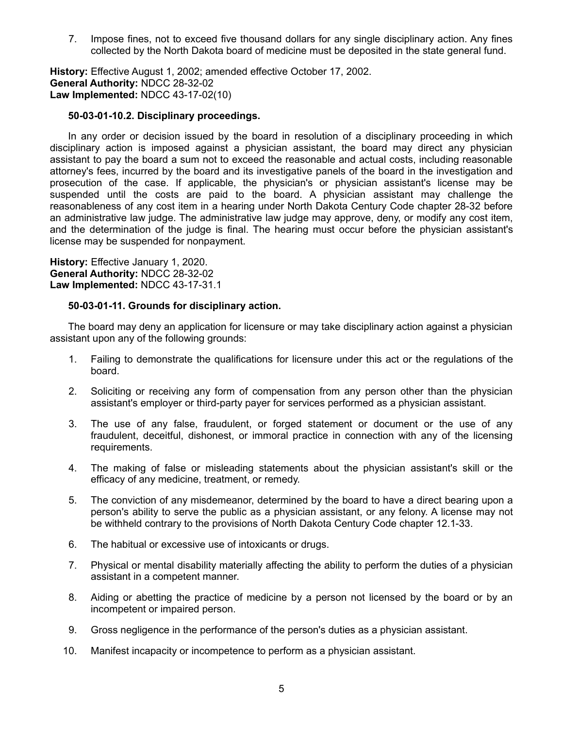7. Impose fines, not to exceed five thousand dollars for any single disciplinary action. Any fines collected by the North Dakota board of medicine must be deposited in the state general fund.

**History:** Effective August 1, 2002; amended effective October 17, 2002.
**General Authority:** NDCC 28-32-02
**Law Implemented:** NDCC 43-17-02(10)

**50-03-01-10.2. Disciplinary proceedings.**

In any order or decision issued by the board in resolution of a disciplinary proceeding in which disciplinary action is imposed against a physician assistant, the board may direct any physician assistant to pay the board a sum not to exceed the reasonable and actual costs, including reasonable attorney's fees, incurred by the board and its investigative panels of the board in the investigation and prosecution of the case. If applicable, the physician's or physician assistant's license may be suspended until the costs are paid to the board. A physician assistant may challenge the reasonableness of any cost item in a hearing under North Dakota Century Code chapter 28-32 before an administrative law judge. The administrative law judge may approve, deny, or modify any cost item, and the determination of the judge is final. The hearing must occur before the physician assistant's license may be suspended for nonpayment.

**History:** Effective January 1, 2020.
**General Authority:** NDCC 28-32-02
**Law Implemented:** NDCC 43-17-31.1

**50-03-01-11. Grounds for disciplinary action.**

The board may deny an application for licensure or may take disciplinary action against a physician assistant upon any of the following grounds:

1. Failing to demonstrate the qualifications for licensure under this act or the regulations of the board.

2. Soliciting or receiving any form of compensation from any person other than the physician assistant's employer or third-party payer for services performed as a physician assistant.

3. The use of any false, fraudulent, or forged statement or document or the use of any fraudulent, deceitful, dishonest, or immoral practice in connection with any of the licensing requirements.

4. The making of false or misleading statements about the physician assistant's skill or the efficacy of any medicine, treatment, or remedy.

5. The conviction of any misdemeanor, determined by the board to have a direct bearing upon a person's ability to serve the public as a physician assistant, or any felony. A license may not be withheld contrary to the provisions of North Dakota Century Code chapter 12.1-33.

6. The habitual or excessive use of intoxicants or drugs.

7. Physical or mental disability materially affecting the ability to perform the duties of a physician assistant in a competent manner.

8. Aiding or abetting the practice of medicine by a person not licensed by the board or by an incompetent or impaired person.

9. Gross negligence in the performance of the person's duties as a physician assistant.

10. Manifest incapacity or incompetence to perform as a physician assistant.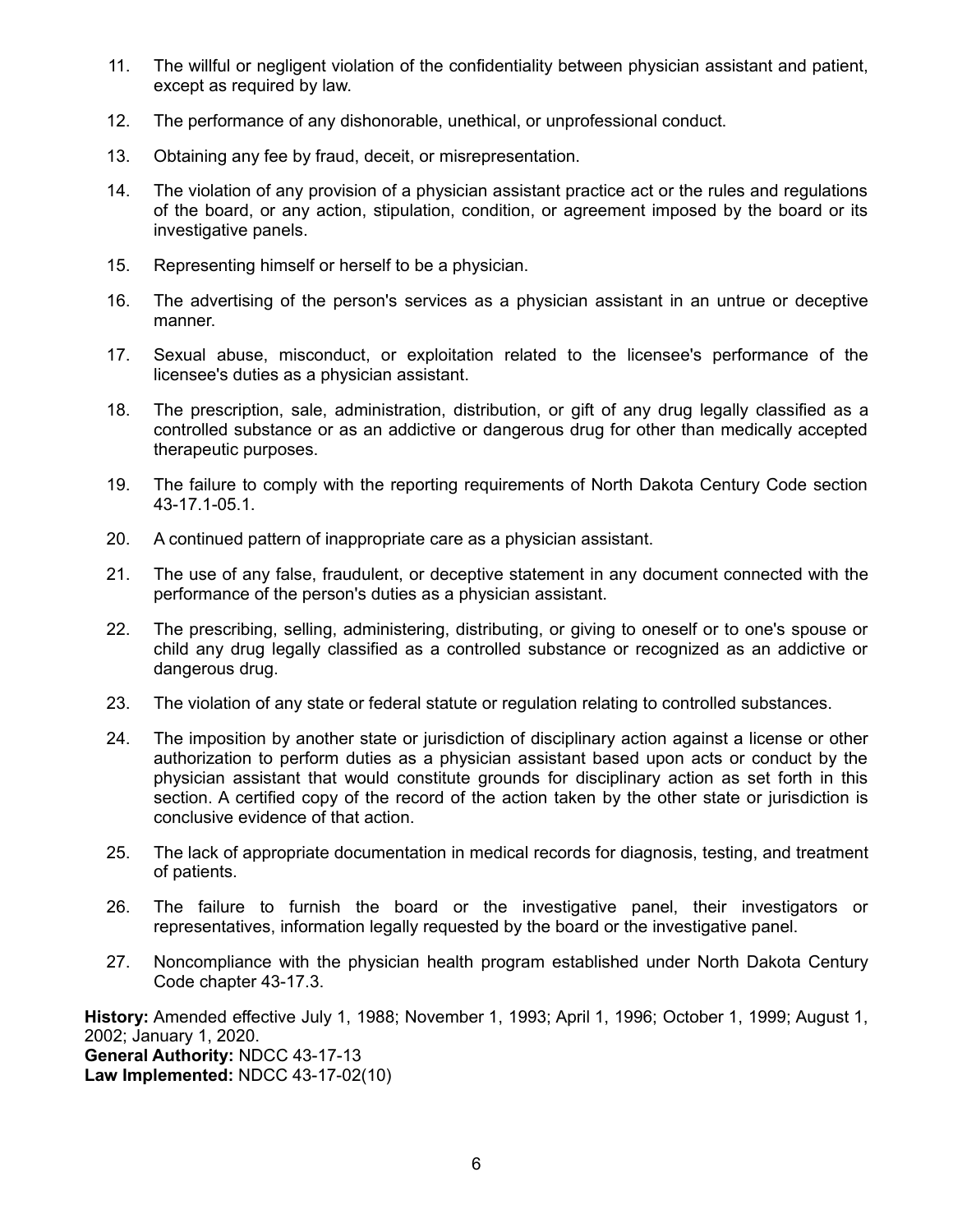11. The willful or negligent violation of the confidentiality between physician assistant and patient, except as required by law.

12. The performance of any dishonorable, unethical, or unprofessional conduct.

13. Obtaining any fee by fraud, deceit, or misrepresentation.

14. The violation of any provision of a physician assistant practice act or the rules and regulations of the board, or any action, stipulation, condition, or agreement imposed by the board or its investigative panels.

15. Representing himself or herself to be a physician.

16. The advertising of the person's services as a physician assistant in an untrue or deceptive manner.

17. Sexual abuse, misconduct, or exploitation related to the licensee's performance of the licensee's duties as a physician assistant.

18. The prescription, sale, administration, distribution, or gift of any drug legally classified as a controlled substance or as an addictive or dangerous drug for other than medically accepted therapeutic purposes.

19. The failure to comply with the reporting requirements of North Dakota Century Code section 43-17.1-05.1.

20. A continued pattern of inappropriate care as a physician assistant.

21. The use of any false, fraudulent, or deceptive statement in any document connected with the performance of the person's duties as a physician assistant.

22. The prescribing, selling, administering, distributing, or giving to oneself or to one's spouse or child any drug legally classified as a controlled substance or recognized as an addictive or dangerous drug.

23. The violation of any state or federal statute or regulation relating to controlled substances.

24. The imposition by another state or jurisdiction of disciplinary action against a license or other authorization to perform duties as a physician assistant based upon acts or conduct by the physician assistant that would constitute grounds for disciplinary action as set forth in this section. A certified copy of the record of the action taken by the other state or jurisdiction is conclusive evidence of that action.

25. The lack of appropriate documentation in medical records for diagnosis, testing, and treatment of patients.

26. The failure to furnish the board or the investigative panel, their investigators or representatives, information legally requested by the board or the investigative panel.

27. Noncompliance with the physician health program established under North Dakota Century Code chapter 43-17.3.

**History:** Amended effective July 1, 1988; November 1, 1993; April 1, 1996; October 1, 1999; August 1, 2002; January 1, 2020.
**General Authority:** NDCC 43-17-13
**Law Implemented:** NDCC 43-17-02(10)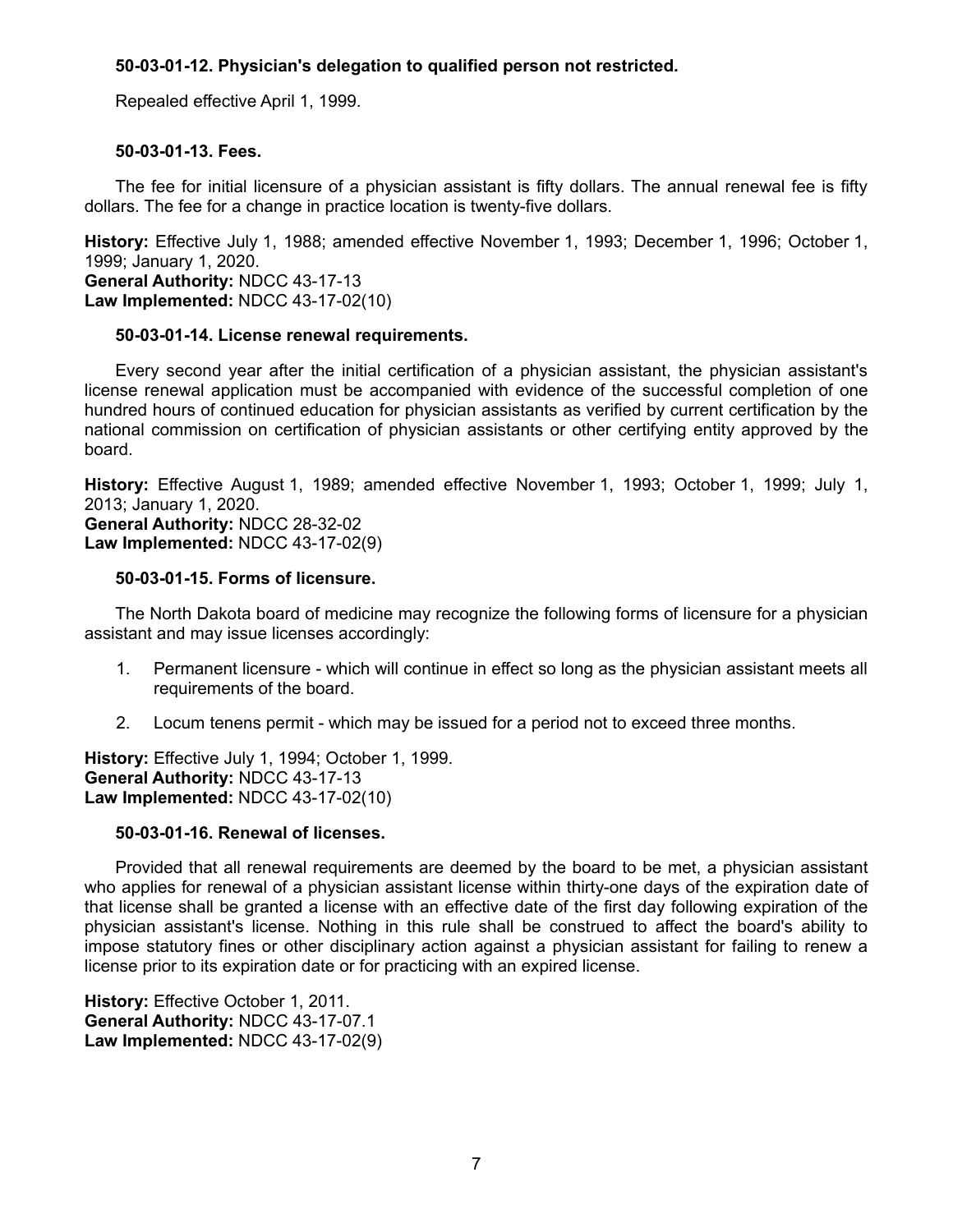**50-03-01-12. Physician's delegation to qualified person not restricted.**

Repealed effective April 1, 1999.

**50-03-01-13. Fees.**

The fee for initial licensure of a physician assistant is fifty dollars. The annual renewal fee is fifty dollars. The fee for a change in practice location is twenty-five dollars.

**History:** Effective July 1, 1988; amended effective November 1, 1993; December 1, 1996; October 1, 1999; January 1, 2020.
**General Authority:** NDCC 43-17-13
**Law Implemented:** NDCC 43-17-02(10)

**50-03-01-14. License renewal requirements.**

Every second year after the initial certification of a physician assistant, the physician assistant's license renewal application must be accompanied with evidence of the successful completion of one hundred hours of continued education for physician assistants as verified by current certification by the national commission on certification of physician assistants or other certifying entity approved by the board.

**History:** Effective August 1, 1989; amended effective November 1, 1993; October 1, 1999; July 1, 2013; January 1, 2020.
**General Authority:** NDCC 28-32-02
**Law Implemented:** NDCC 43-17-02(9)

**50-03-01-15. Forms of licensure.**

The North Dakota board of medicine may recognize the following forms of licensure for a physician assistant and may issue licenses accordingly:

1. Permanent licensure - which will continue in effect so long as the physician assistant meets all requirements of the board.
2. Locum tenens permit - which may be issued for a period not to exceed three months.

**History:** Effective July 1, 1994; October 1, 1999.
**General Authority:** NDCC 43-17-13
**Law Implemented:** NDCC 43-17-02(10)

**50-03-01-16. Renewal of licenses.**

Provided that all renewal requirements are deemed by the board to be met, a physician assistant who applies for renewal of a physician assistant license within thirty-one days of the expiration date of that license shall be granted a license with an effective date of the first day following expiration of the physician assistant's license. Nothing in this rule shall be construed to affect the board's ability to impose statutory fines or other disciplinary action against a physician assistant for failing to renew a license prior to its expiration date or for practicing with an expired license.

**History:** Effective October 1, 2011.
**General Authority:** NDCC 43-17-07.1
**Law Implemented:** NDCC 43-17-02(9)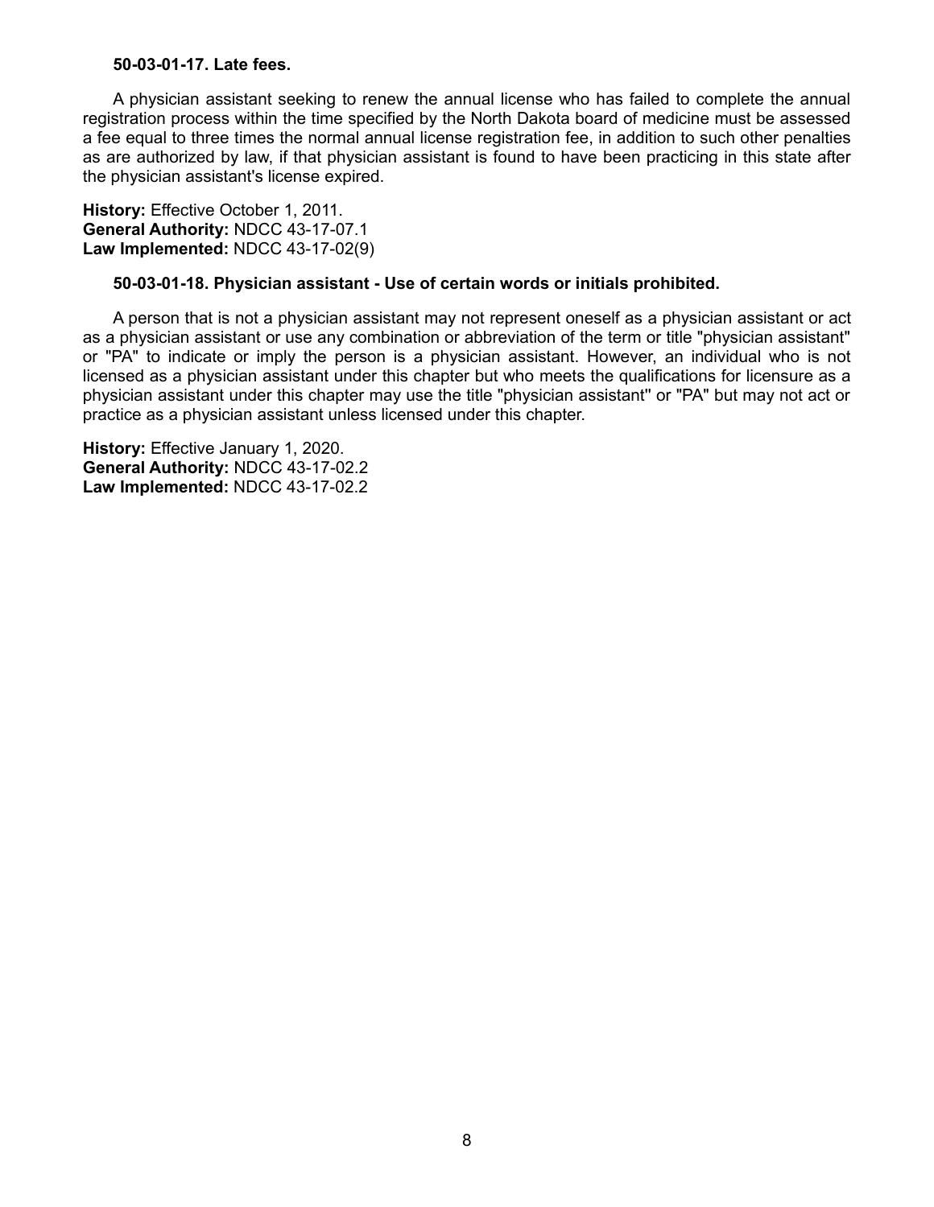**50-03-01-17. Late fees.**

A physician assistant seeking to renew the annual license who has failed to complete the annual registration process within the time specified by the North Dakota board of medicine must be assessed a fee equal to three times the normal annual license registration fee, in addition to such other penalties as are authorized by law, if that physician assistant is found to have been practicing in this state after the physician assistant's license expired.

**History:** Effective October 1, 2011.
**General Authority:** NDCC 43-17-07.1
**Law Implemented:** NDCC 43-17-02(9)

**50-03-01-18. Physician assistant - Use of certain words or initials prohibited.**

A person that is not a physician assistant may not represent oneself as a physician assistant or act as a physician assistant or use any combination or abbreviation of the term or title "physician assistant" or "PA" to indicate or imply the person is a physician assistant. However, an individual who is not licensed as a physician assistant under this chapter but who meets the qualifications for licensure as a physician assistant under this chapter may use the title "physician assistant" or "PA" but may not act or practice as a physician assistant unless licensed under this chapter.

**History:** Effective January 1, 2020.
**General Authority:** NDCC 43-17-02.2
**Law Implemented:** NDCC 43-17-02.2